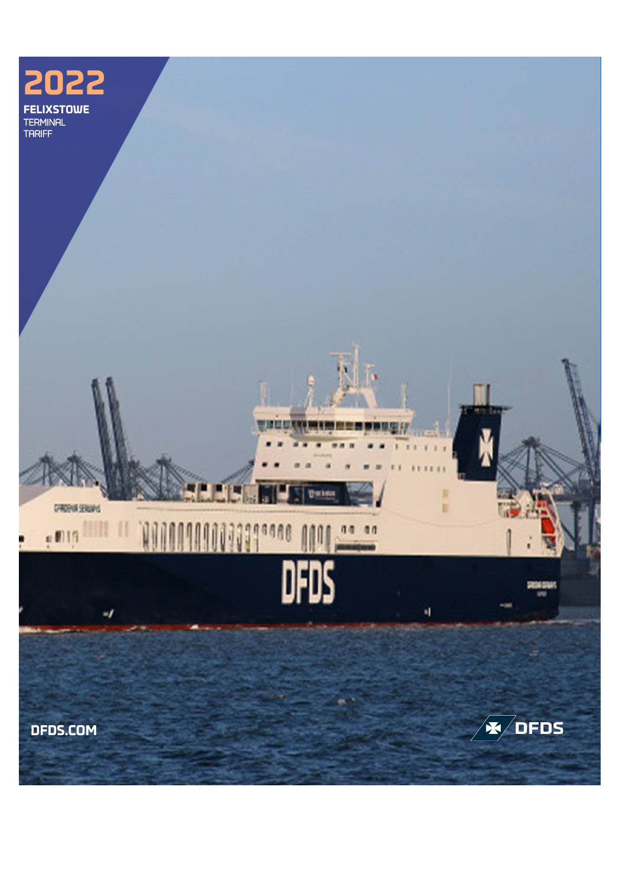# 2022

**FELIXSTOWE**
TERMINAL
TARIFF

**DFDS.COM**

DFDS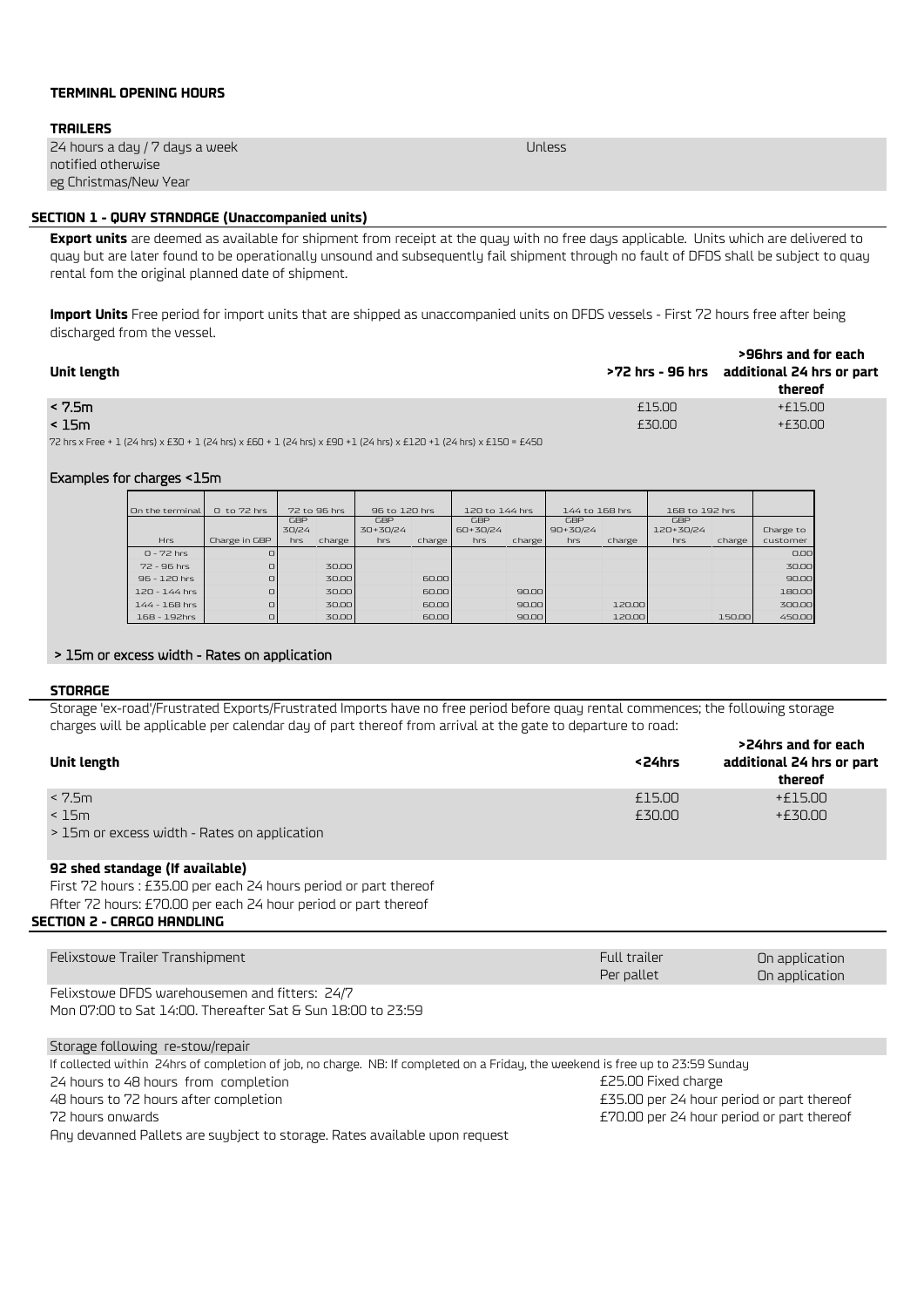### TERMINAL OPENING HOURS

**TRAILERS**

24 hours a day / 7 days a week Unless notified otherwise eg Christmas/New Year

### SECTION 1 - QUAY STANDAGE (Unaccompanied units)

**Export units** are deemed as available for shipment from receipt at the quay with no free days applicable. Units which are delivered to quay but are later found to be operationally unsound and subsequently fail shipment through no fault of DFDS shall be subject to quay rental fom the original planned date of shipment.

**Import Units** Free period for import units that are shipped as unaccompanied units on DFDS vessels - First 72 hours free after being discharged from the vessel.

| Unit length | >72 hrs - 96 hrs | >96hrs and for each additional 24 hrs or part thereof |
|---|---|---|
| < 7.5m | £15.00 | +£15.00 |
| < 15m | £30.00 | +£30.00 |

72 hrs x Free + 1 (24 hrs) x £30 + 1 (24 hrs) x £60 + 1 (24 hrs) x £90 +1 (24 hrs) x £120 +1 (24 hrs) x £150 = £450

#### Examples for charges <15m

| On the terminal | 0 to 72 hrs | 72 to 96 hrs | | 96 to 120 hrs | | 120 to 144 hrs | | 144 to 168 hrs | | 168 to 192 hrs | | |
|---|---|---|---|---|---|---|---|---|---|---|---|---|
| | | GBP 30/24 | | GBP 30+30/24 | | GBP 60+30/24 | | GBP 90+30/24 | | GBP 120+30/24 | | |
| Hrs | Charge in GBP | hrs | charge | hrs | charge | hrs | charge | hrs | charge | hrs | charge | Charge to customer |
| 0 - 72 hrs | 0 | | | | | | | | | | | 0.00 |
| 72 - 96 hrs | 0 | | 30.00 | | | | | | | | | 30.00 |
| 96 - 120 hrs | 0 | | 30.00 | | 60.00 | | | | | | | 90.00 |
| 120 - 144 hrs | 0 | | 30.00 | | 60.00 | | 90.00 | | | | | 180.00 |
| 144 - 168 hrs | 0 | | 30.00 | | 60.00 | | 90.00 | | 120.00 | | | 300.00 |
| 168 - 192hrs | 0 | | 30.00 | | 60.00 | | 90.00 | | 120.00 | | 150.00 | 450.00 |

> 15m or excess width - Rates on application

### STORAGE

Storage 'ex-road'/Frustrated Exports/Frustrated Imports have no free period before quay rental commences; the following storage charges will be applicable per calendar day of part thereof from arrival at the gate to departure to road:

| Unit length | <24hrs | >24hrs and for each additional 24 hrs or part thereof |
|---|---|---|
| < 7.5m | £15.00 | +£15.00 |
| < 15m | £30.00 | +£30.00 |
| > 15m or excess width - Rates on application | | |

**92 shed standage (If available)**

First 72 hours : £35.00 per each 24 hours period or part thereof
After 72 hours: £70.00 per each 24 hour period or part thereof

### SECTION 2 - CARGO HANDLING

| Felixstowe Trailer Transhipment | Full trailer | On application |
|---|---|---|
| | Per pallet | On application |

Felixstowe DFDS warehousemen and fitters: 24/7
Mon 07:00 to Sat 14:00. Thereafter Sat & Sun 18:00 to 23:59

**Storage following re-stow/repair**

If collected within 24hrs of completion of job, no charge. NB: If completed on a Friday, the weekend is free up to 23:59 Sunday

| | |
|---|---|
| 24 hours to 48 hours from completion | £25.00 Fixed charge |
| 48 hours to 72 hours after completion | £35.00 per 24 hour period or part thereof |
| 72 hours onwards | £70.00 per 24 hour period or part thereof |

Any devanned Pallets are suybject to storage. Rates available upon request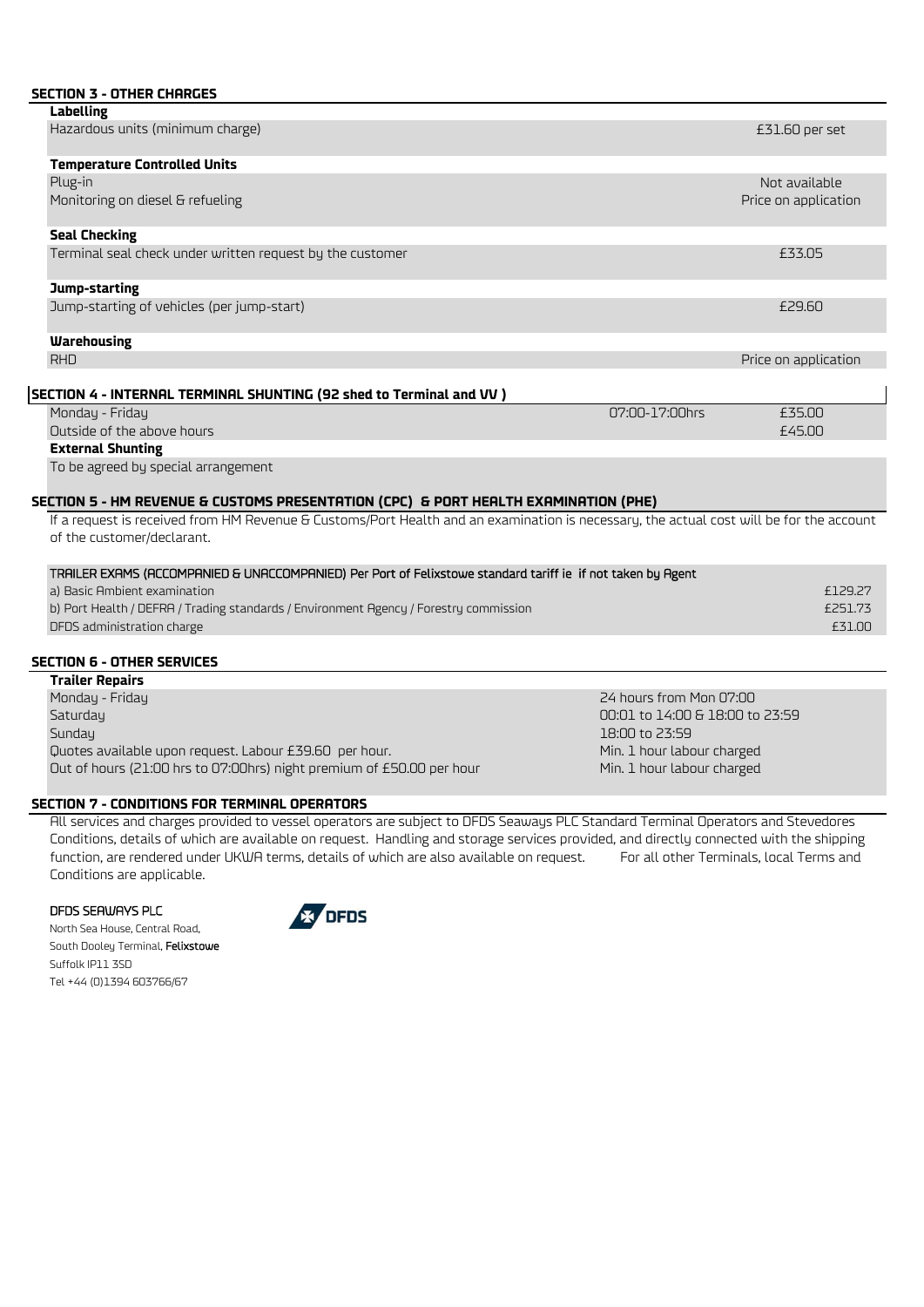## SECTION 3 - OTHER CHARGES

| | |
|---|---|
| **Labelling** | |
| Hazardous units (minimum charge) | £31.60 per set |
| **Temperature Controlled Units** | |
| Plug-in | Not available |
| Monitoring on diesel & refueling | Price on application |
| **Seal Checking** | |
| Terminal seal check under written request by the customer | £33.05 |
| **Jump-starting** | |
| Jump-starting of vehicles (per jump-start) | £29.60 |
| **Warehousing** | |
| RHD | Price on application |

## SECTION 4 - INTERNAL TERMINAL SHUNTING (92 shed to Terminal and VV )

| | | |
|---|---|---|
| Monday - Friday | 07:00-17:00hrs | £35.00 |
| Outside of the above hours | | £45.00 |
| **External Shunting** | | |
| To be agreed by special arrangement | | |

## SECTION 5 - HM REVENUE & CUSTOMS PRESENTATION (CPC) & PORT HEALTH EXAMINATION (PHE)

If a request is received from HM Revenue & Customs/Port Health and an examination is necessary, the actual cost will be for the account of the customer/declarant.

| TRAILER EXAMS (ACCOMPANIED & UNACCOMPANIED) Per Port of Felixstowe standard tariff ie if not taken by Agent | |
|---|---|
| a) Basic Ambient examination | £129.27 |
| b) Port Health / DEFRA / Trading standards / Environment Agency / Forestry commission | £251.73 |
| DFDS administration charge | £31.00 |

## SECTION 6 - OTHER SERVICES

| | |
|---|---|
| **Trailer Repairs** | |
| Monday - Friday | 24 hours from Mon 07:00 |
| Saturday | 00:01 to 14:00 & 18:00 to 23:59 |
| Sunday | 18:00 to 23:59 |
| Quotes available upon request. Labour £39.60 per hour. | Min. 1 hour labour charged |
| Out of hours (21:00 hrs to 07:00hrs) night premium of £50.00 per hour | Min. 1 hour labour charged |

## SECTION 7 - CONDITIONS FOR TERMINAL OPERATORS

All services and charges provided to vessel operators are subject to DFDS Seaways PLC Standard Terminal Operators and Stevedores Conditions, details of which are available on request. Handling and storage services provided, and directly connected with the shipping function, are rendered under UKWA terms, details of which are also available on request. For all other Terminals, local Terms and Conditions are applicable.

**DFDS SEAWAYS PLC**
North Sea House, Central Road,
South Dooley Terminal, **Felixstowe**
Suffolk IP11 3SD
Tel +44 (0)1394 603766/67

DFDS